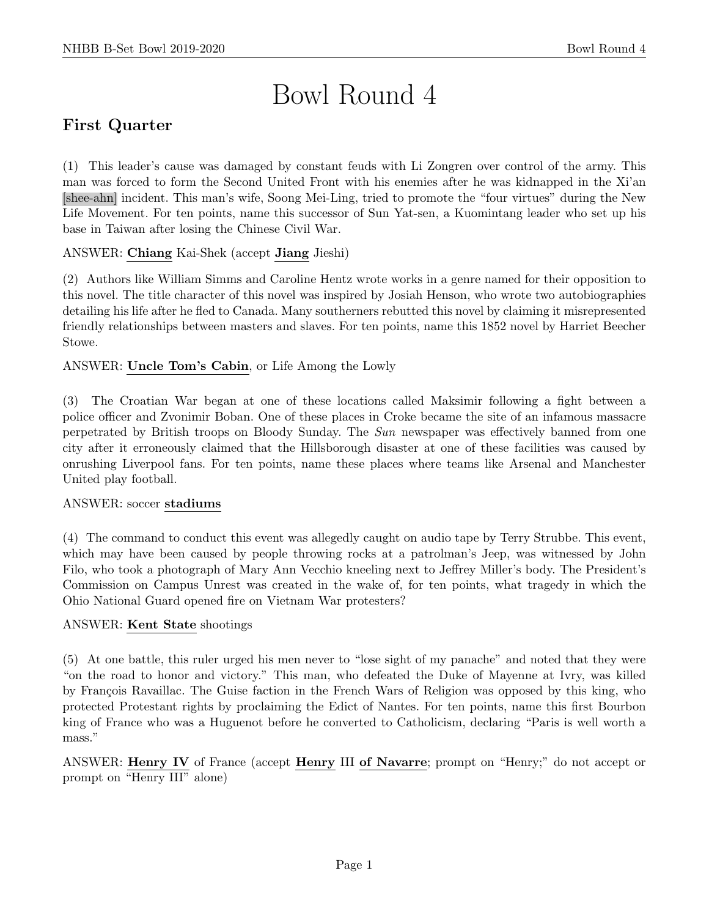# Bowl Round 4

## First Quarter

(1) This leader's cause was damaged by constant feuds with Li Zongren over control of the army. This man was forced to form the Second United Front with his enemies after he was kidnapped in the Xi'an [shee-ahn] incident. This man's wife, Soong Mei-Ling, tried to promote the "four virtues" during the New Life Movement. For ten points, name this successor of Sun Yat-sen, a Kuomintang leader who set up his base in Taiwan after losing the Chinese Civil War.

ANSWER: **Chiang** Kai-Shek (accept **Jiang** Jieshi)

(2) Authors like William Simms and Caroline Hentz wrote works in a genre named for their opposition to this novel. The title character of this novel was inspired by Josiah Henson, who wrote two autobiographies detailing his life after he fled to Canada. Many southerners rebutted this novel by claiming it misrepresented friendly relationships between masters and slaves. For ten points, name this 1852 novel by Harriet Beecher Stowe.

ANSWER: **Uncle Tom's Cabin**, or Life Among the Lowly

(3) The Croatian War began at one of these locations called Maksimir following a fight between a police officer and Zvonimir Boban. One of these places in Croke became the site of an infamous massacre perpetrated by British troops on Bloody Sunday. The *Sun* newspaper was effectively banned from one city after it erroneously claimed that the Hillsborough disaster at one of these facilities was caused by onrushing Liverpool fans. For ten points, name these places where teams like Arsenal and Manchester United play football.

ANSWER: soccer **stadiums**

(4) The command to conduct this event was allegedly caught on audio tape by Terry Strubbe. This event, which may have been caused by people throwing rocks at a patrolman's Jeep, was witnessed by John Filo, who took a photograph of Mary Ann Vecchio kneeling next to Jeffrey Miller's body. The President's Commission on Campus Unrest was created in the wake of, for ten points, what tragedy in which the Ohio National Guard opened fire on Vietnam War protesters?

ANSWER: **Kent State** shootings

(5) At one battle, this ruler urged his men never to "lose sight of my panache" and noted that they were "on the road to honor and victory." This man, who defeated the Duke of Mayenne at Ivry, was killed by François Ravaillac. The Guise faction in the French Wars of Religion was opposed by this king, who protected Protestant rights by proclaiming the Edict of Nantes. For ten points, name this first Bourbon king of France who was a Huguenot before he converted to Catholicism, declaring "Paris is well worth a mass."

ANSWER: **Henry IV** of France (accept **Henry** III **of Navarre**; prompt on "Henry;" do not accept or prompt on "Henry III" alone)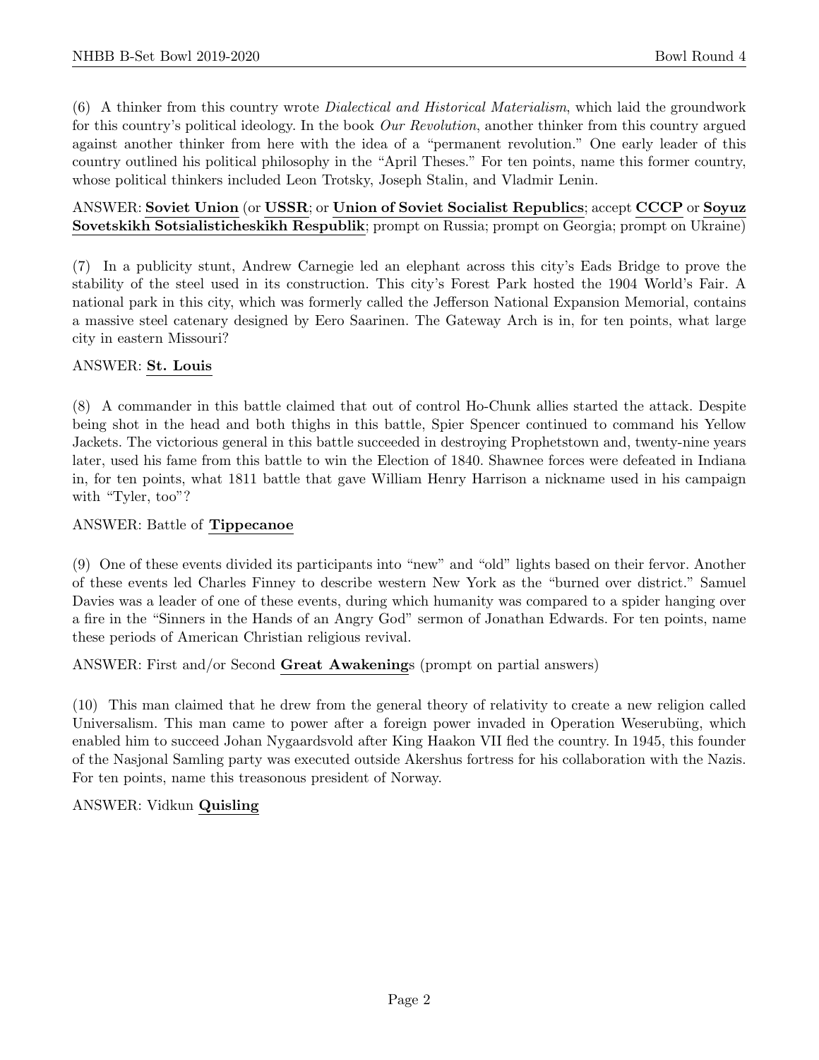(6) A thinker from this country wrote *Dialectical and Historical Materialism*, which laid the groundwork for this country's political ideology. In the book *Our Revolution*, another thinker from this country argued against another thinker from here with the idea of a "permanent revolution." One early leader of this country outlined his political philosophy in the "April Theses." For ten points, name this former country, whose political thinkers included Leon Trotsky, Joseph Stalin, and Vladmir Lenin.

ANSWER: **Soviet Union** (or **USSR**; or **Union of Soviet Socialist Republics**; accept **CCCP** or **Soyuz Sovetskikh Sotsialisticheskikh Respublik**; prompt on Russia; prompt on Georgia; prompt on Ukraine)

(7) In a publicity stunt, Andrew Carnegie led an elephant across this city's Eads Bridge to prove the stability of the steel used in its construction. This city's Forest Park hosted the 1904 World's Fair. A national park in this city, which was formerly called the Jefferson National Expansion Memorial, contains a massive steel catenary designed by Eero Saarinen. The Gateway Arch is in, for ten points, what large city in eastern Missouri?

ANSWER: **St. Louis**

(8) A commander in this battle claimed that out of control Ho-Chunk allies started the attack. Despite being shot in the head and both thighs in this battle, Spier Spencer continued to command his Yellow Jackets. The victorious general in this battle succeeded in destroying Prophetstown and, twenty-nine years later, used his fame from this battle to win the Election of 1840. Shawnee forces were defeated in Indiana in, for ten points, what 1811 battle that gave William Henry Harrison a nickname used in his campaign with "Tyler, too"?

ANSWER: Battle of **Tippecanoe**

(9) One of these events divided its participants into "new" and "old" lights based on their fervor. Another of these events led Charles Finney to describe western New York as the "burned over district." Samuel Davies was a leader of one of these events, during which humanity was compared to a spider hanging over a fire in the "Sinners in the Hands of an Angry God" sermon of Jonathan Edwards. For ten points, name these periods of American Christian religious revival.

ANSWER: First and/or Second **Great Awakening**s (prompt on partial answers)

(10) This man claimed that he drew from the general theory of relativity to create a new religion called Universalism. This man came to power after a foreign power invaded in Operation Weserubüng, which enabled him to succeed Johan Nygaardsvold after King Haakon VII fled the country. In 1945, this founder of the Nasjonal Samling party was executed outside Akershus fortress for his collaboration with the Nazis. For ten points, name this treasonous president of Norway.

ANSWER: Vidkun **Quisling**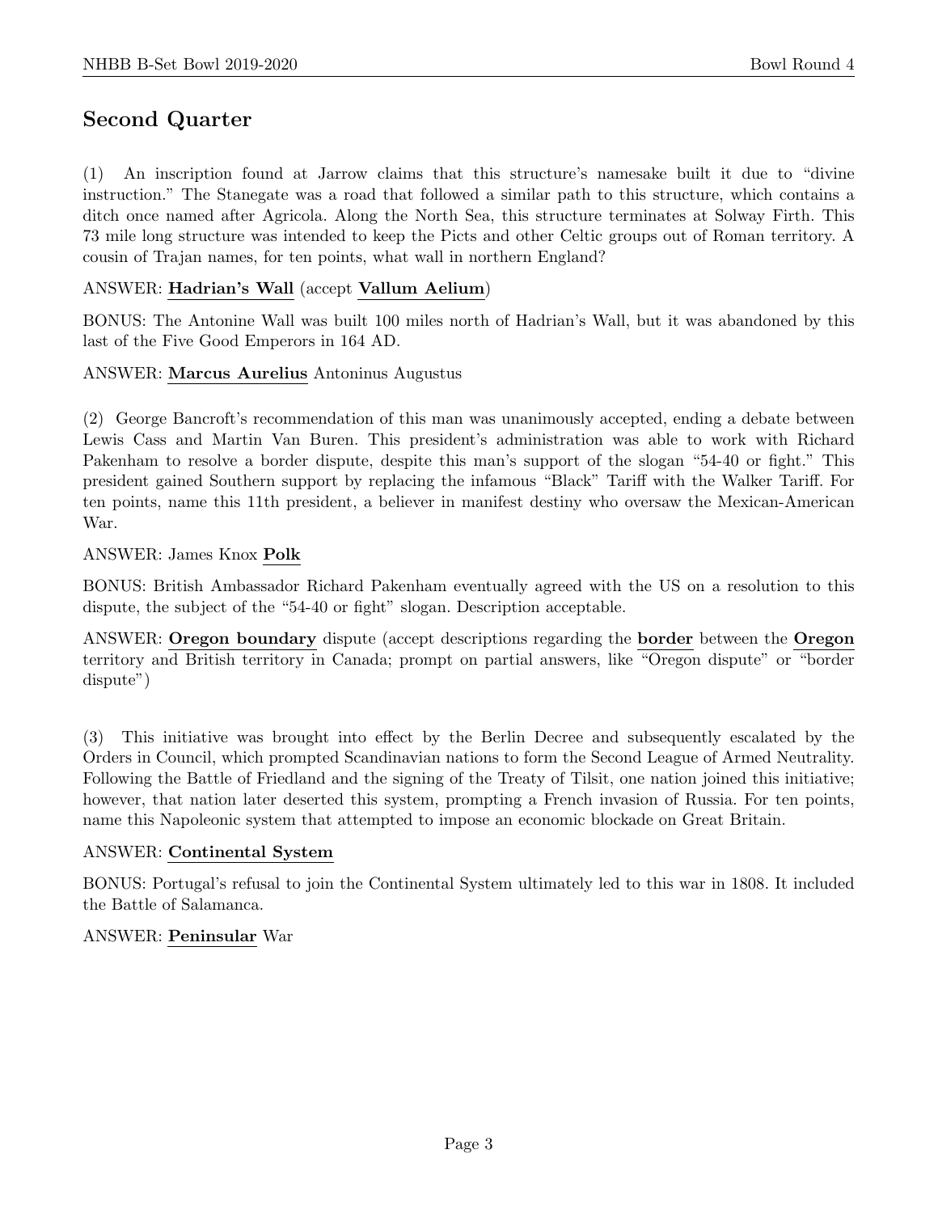## Second Quarter

(1) An inscription found at Jarrow claims that this structure's namesake built it due to "divine instruction." The Stanegate was a road that followed a similar path to this structure, which contains a ditch once named after Agricola. Along the North Sea, this structure terminates at Solway Firth. This 73 mile long structure was intended to keep the Picts and other Celtic groups out of Roman territory. A cousin of Trajan names, for ten points, what wall in northern England?

ANSWER: **Hadrian's Wall** (accept **Vallum Aelium**)

BONUS: The Antonine Wall was built 100 miles north of Hadrian's Wall, but it was abandoned by this last of the Five Good Emperors in 164 AD.

ANSWER: **Marcus Aurelius** Antoninus Augustus

(2) George Bancroft's recommendation of this man was unanimously accepted, ending a debate between Lewis Cass and Martin Van Buren. This president's administration was able to work with Richard Pakenham to resolve a border dispute, despite this man's support of the slogan "54-40 or fight." This president gained Southern support by replacing the infamous "Black" Tariff with the Walker Tariff. For ten points, name this 11th president, a believer in manifest destiny who oversaw the Mexican-American War.

ANSWER: James Knox **Polk**

BONUS: British Ambassador Richard Pakenham eventually agreed with the US on a resolution to this dispute, the subject of the "54-40 or fight" slogan. Description acceptable.

ANSWER: **Oregon boundary** dispute (accept descriptions regarding the **border** between the **Oregon** territory and British territory in Canada; prompt on partial answers, like "Oregon dispute" or "border dispute")

(3) This initiative was brought into effect by the Berlin Decree and subsequently escalated by the Orders in Council, which prompted Scandinavian nations to form the Second League of Armed Neutrality. Following the Battle of Friedland and the signing of the Treaty of Tilsit, one nation joined this initiative; however, that nation later deserted this system, prompting a French invasion of Russia. For ten points, name this Napoleonic system that attempted to impose an economic blockade on Great Britain.

ANSWER: **Continental System**

BONUS: Portugal's refusal to join the Continental System ultimately led to this war in 1808. It included the Battle of Salamanca.

ANSWER: **Peninsular** War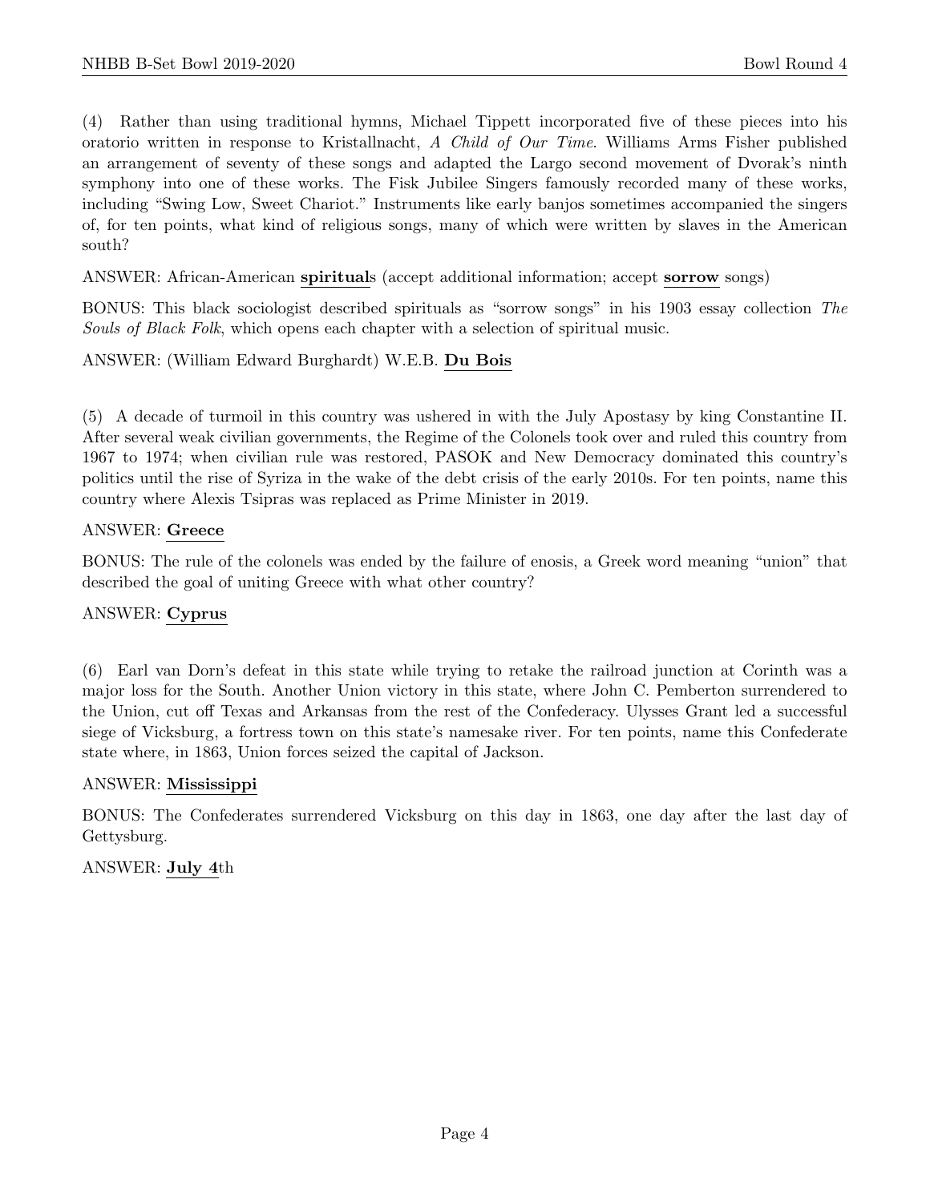(4) Rather than using traditional hymns, Michael Tippett incorporated five of these pieces into his oratorio written in response to Kristallnacht, *A Child of Our Time*. Williams Arms Fisher published an arrangement of seventy of these songs and adapted the Largo second movement of Dvorak's ninth symphony into one of these works. The Fisk Jubilee Singers famously recorded many of these works, including "Swing Low, Sweet Chariot." Instruments like early banjos sometimes accompanied the singers of, for ten points, what kind of religious songs, many of which were written by slaves in the American south?

ANSWER: African-American **spiritual**s (accept additional information; accept **sorrow** songs)

BONUS: This black sociologist described spirituals as "sorrow songs" in his 1903 essay collection *The Souls of Black Folk*, which opens each chapter with a selection of spiritual music.

ANSWER: (William Edward Burghardt) W.E.B. **Du Bois**

(5) A decade of turmoil in this country was ushered in with the July Apostasy by king Constantine II. After several weak civilian governments, the Regime of the Colonels took over and ruled this country from 1967 to 1974; when civilian rule was restored, PASOK and New Democracy dominated this country's politics until the rise of Syriza in the wake of the debt crisis of the early 2010s. For ten points, name this country where Alexis Tsipras was replaced as Prime Minister in 2019.

ANSWER: **Greece**

BONUS: The rule of the colonels was ended by the failure of enosis, a Greek word meaning "union" that described the goal of uniting Greece with what other country?

ANSWER: **Cyprus**

(6) Earl van Dorn's defeat in this state while trying to retake the railroad junction at Corinth was a major loss for the South. Another Union victory in this state, where John C. Pemberton surrendered to the Union, cut off Texas and Arkansas from the rest of the Confederacy. Ulysses Grant led a successful siege of Vicksburg, a fortress town on this state's namesake river. For ten points, name this Confederate state where, in 1863, Union forces seized the capital of Jackson.

ANSWER: **Mississippi**

BONUS: The Confederates surrendered Vicksburg on this day in 1863, one day after the last day of Gettysburg.

ANSWER: **July 4**th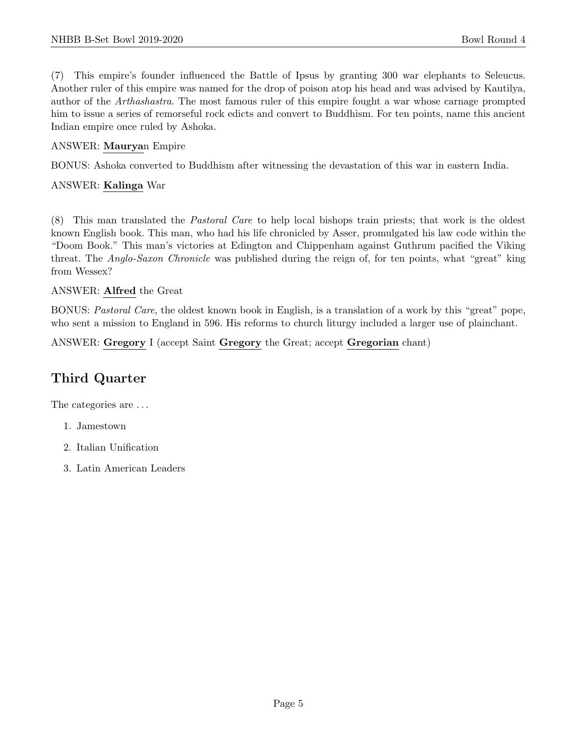(7) This empire's founder influenced the Battle of Ipsus by granting 300 war elephants to Seleucus. Another ruler of this empire was named for the drop of poison atop his head and was advised by Kautilya, author of the *Arthashastra*. The most famous ruler of this empire fought a war whose carnage prompted him to issue a series of remorseful rock edicts and convert to Buddhism. For ten points, name this ancient Indian empire once ruled by Ashoka.

ANSWER: **Maurya**n Empire

BONUS: Ashoka converted to Buddhism after witnessing the devastation of this war in eastern India.

ANSWER: **Kalinga** War

(8) This man translated the *Pastoral Care* to help local bishops train priests; that work is the oldest known English book. This man, who had his life chronicled by Asser, promulgated his law code within the "Doom Book." This man's victories at Edington and Chippenham against Guthrum pacified the Viking threat. The *Anglo-Saxon Chronicle* was published during the reign of, for ten points, what "great" king from Wessex?

ANSWER: **Alfred** the Great

BONUS: *Pastoral Care*, the oldest known book in English, is a translation of a work by this "great" pope, who sent a mission to England in 596. His reforms to church liturgy included a larger use of plainchant.

ANSWER: **Gregory** I (accept Saint **Gregory** the Great; accept **Gregorian** chant)

## Third Quarter

The categories are ...

1. Jamestown
2. Italian Unification
3. Latin American Leaders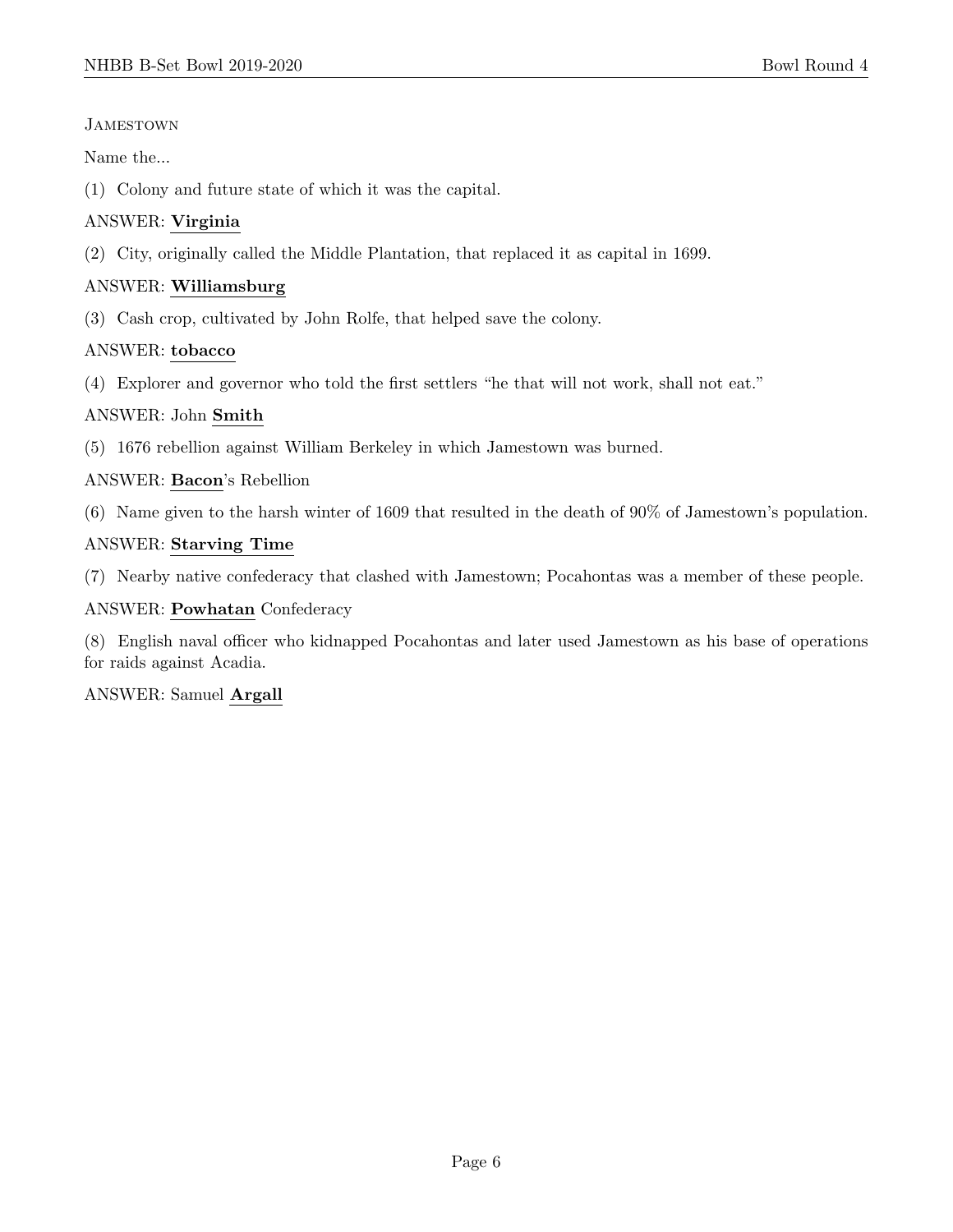Jamestown

Name the...

(1) Colony and future state of which it was the capital.

ANSWER: **Virginia**

(2) City, originally called the Middle Plantation, that replaced it as capital in 1699.

ANSWER: **Williamsburg**

(3) Cash crop, cultivated by John Rolfe, that helped save the colony.

ANSWER: **tobacco**

(4) Explorer and governor who told the first settlers "he that will not work, shall not eat."

ANSWER: John **Smith**

(5) 1676 rebellion against William Berkeley in which Jamestown was burned.

ANSWER: **Bacon**'s Rebellion

(6) Name given to the harsh winter of 1609 that resulted in the death of 90% of Jamestown's population.

ANSWER: **Starving Time**

(7) Nearby native confederacy that clashed with Jamestown; Pocahontas was a member of these people.

ANSWER: **Powhatan** Confederacy

(8) English naval officer who kidnapped Pocahontas and later used Jamestown as his base of operations for raids against Acadia.

ANSWER: Samuel **Argall**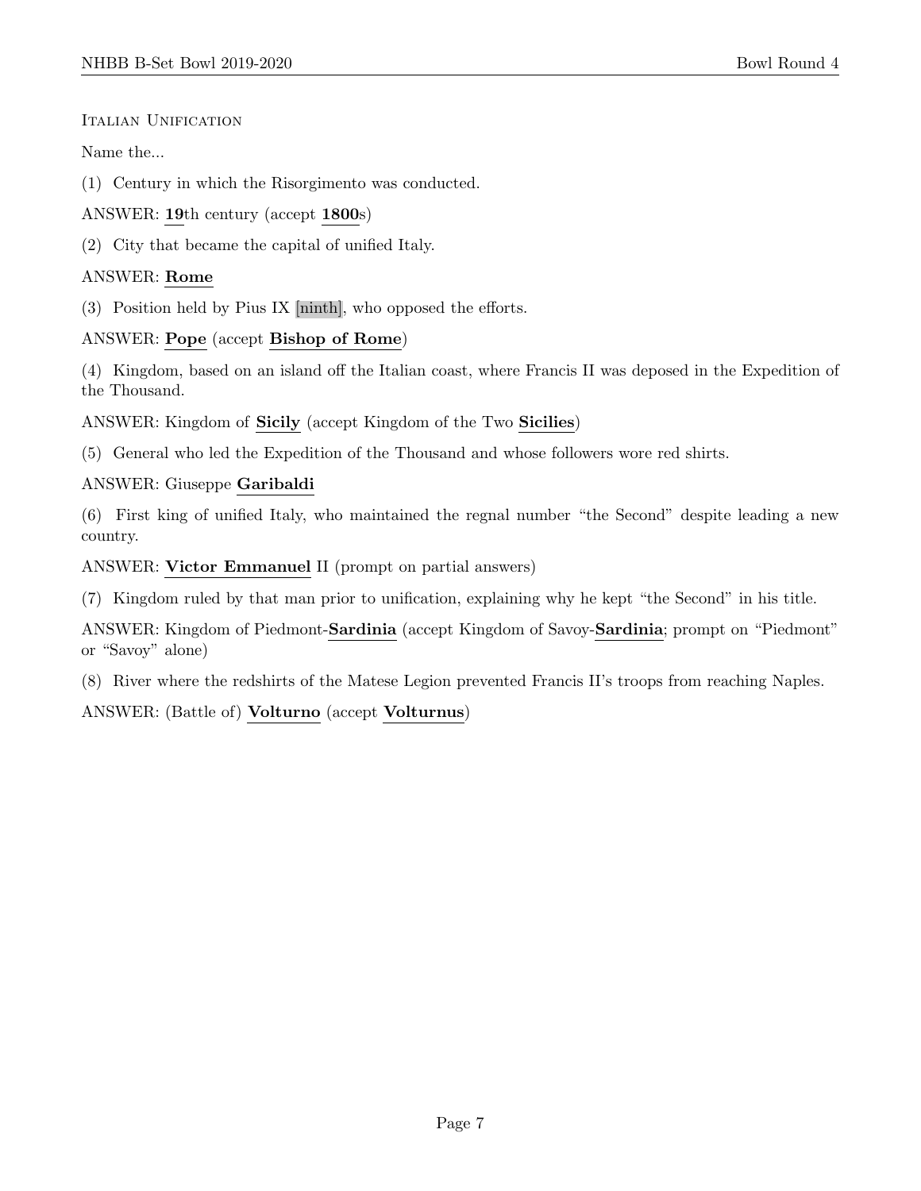Italian Unification

Name the...

(1) Century in which the Risorgimento was conducted.

ANSWER: **19**th century (accept **1800**s)

(2) City that became the capital of unified Italy.

ANSWER: **Rome**

(3) Position held by Pius IX [ninth], who opposed the efforts.

ANSWER: **Pope** (accept **Bishop of Rome**)

(4) Kingdom, based on an island off the Italian coast, where Francis II was deposed in the Expedition of the Thousand.

ANSWER: Kingdom of **Sicily** (accept Kingdom of the Two **Sicilies**)

(5) General who led the Expedition of the Thousand and whose followers wore red shirts.

ANSWER: Giuseppe **Garibaldi**

(6) First king of unified Italy, who maintained the regnal number "the Second" despite leading a new country.

ANSWER: **Victor Emmanuel** II (prompt on partial answers)

(7) Kingdom ruled by that man prior to unification, explaining why he kept "the Second" in his title.

ANSWER: Kingdom of Piedmont-**Sardinia** (accept Kingdom of Savoy-**Sardinia**; prompt on "Piedmont" or "Savoy" alone)

(8) River where the redshirts of the Matese Legion prevented Francis II's troops from reaching Naples.

ANSWER: (Battle of) **Volturno** (accept **Volturnus**)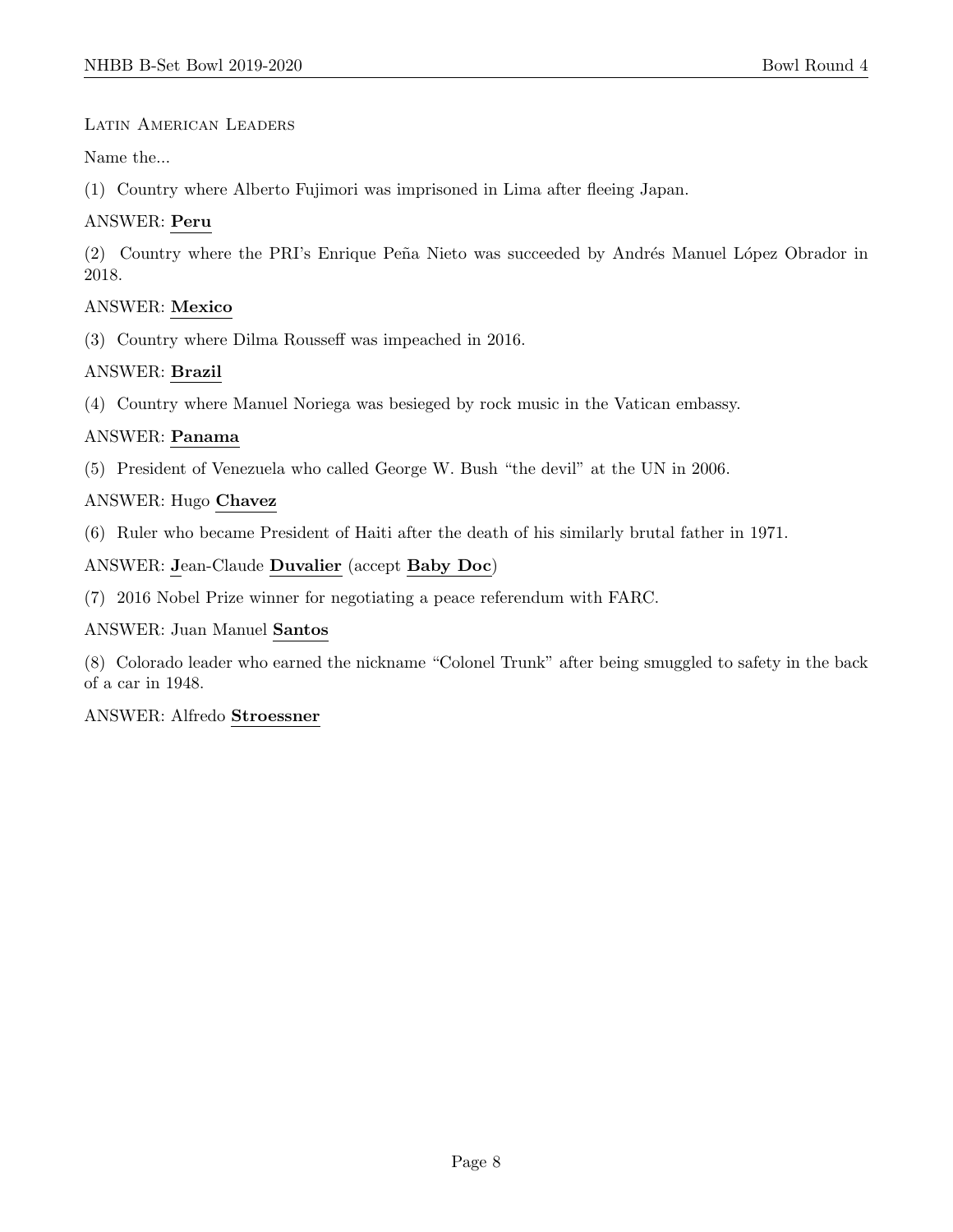Latin American Leaders

Name the...

(1) Country where Alberto Fujimori was imprisoned in Lima after fleeing Japan.

ANSWER: **Peru**

(2) Country where the PRI's Enrique Peña Nieto was succeeded by Andrés Manuel López Obrador in 2018.

ANSWER: **Mexico**

(3) Country where Dilma Rousseff was impeached in 2016.

ANSWER: **Brazil**

(4) Country where Manuel Noriega was besieged by rock music in the Vatican embassy.

ANSWER: **Panama**

(5) President of Venezuela who called George W. Bush "the devil" at the UN in 2006.

ANSWER: Hugo **Chavez**

(6) Ruler who became President of Haiti after the death of his similarly brutal father in 1971.

ANSWER: **J**ean-Claude **Duvalier** (accept **Baby Doc**)

(7) 2016 Nobel Prize winner for negotiating a peace referendum with FARC.

ANSWER: Juan Manuel **Santos**

(8) Colorado leader who earned the nickname "Colonel Trunk" after being smuggled to safety in the back of a car in 1948.

ANSWER: Alfredo **Stroessner**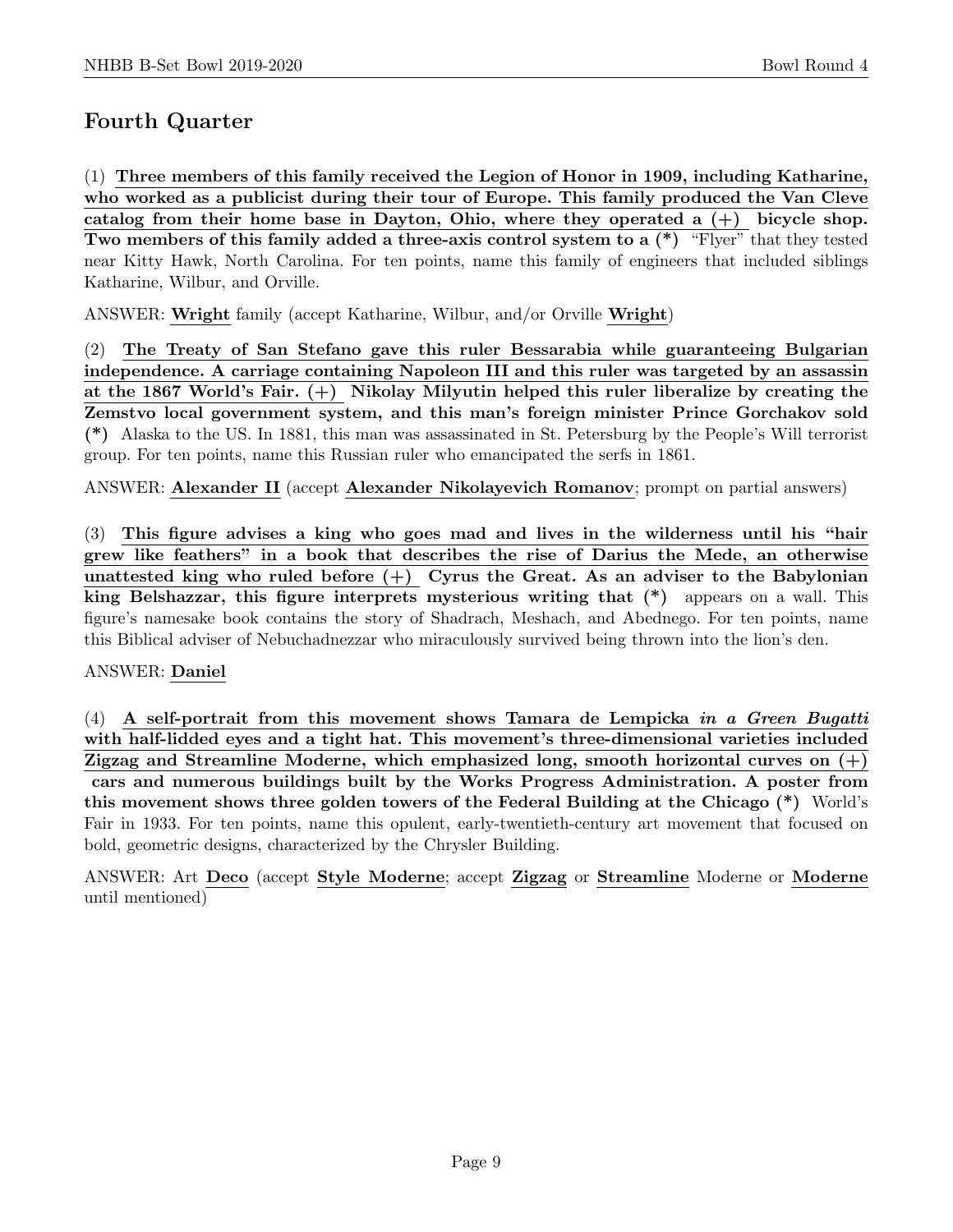## Fourth Quarter

(1) **Three members of this family received the Legion of Honor in 1909, including Katharine, who worked as a publicist during their tour of Europe. This family produced the Van Cleve catalog from their home base in Dayton, Ohio, where they operated a (+) bicycle shop. Two members of this family added a three-axis control system to a (*)** "Flyer" that they tested near Kitty Hawk, North Carolina. For ten points, name this family of engineers that included siblings Katharine, Wilbur, and Orville.

ANSWER: **Wright** family (accept Katharine, Wilbur, and/or Orville **Wright**)

(2) **The Treaty of San Stefano gave this ruler Bessarabia while guaranteeing Bulgarian independence. A carriage containing Napoleon III and this ruler was targeted by an assassin at the 1867 World's Fair. (+) Nikolay Milyutin helped this ruler liberalize by creating the Zemstvo local government system, and this man's foreign minister Prince Gorchakov sold (*)** Alaska to the US. In 1881, this man was assassinated in St. Petersburg by the People's Will terrorist group. For ten points, name this Russian ruler who emancipated the serfs in 1861.

ANSWER: **Alexander II** (accept **Alexander Nikolayevich Romanov**; prompt on partial answers)

(3) **This figure advises a king who goes mad and lives in the wilderness until his "hair grew like feathers" in a book that describes the rise of Darius the Mede, an otherwise unattested king who ruled before (+) Cyrus the Great. As an adviser to the Babylonian king Belshazzar, this figure interprets mysterious writing that (*)** appears on a wall. This figure's namesake book contains the story of Shadrach, Meshach, and Abednego. For ten points, name this Biblical adviser of Nebuchadnezzar who miraculously survived being thrown into the lion's den.

ANSWER: **Daniel**

(4) **A self-portrait from this movement shows Tamara de Lempicka *in a Green Bugatti* with half-lidded eyes and a tight hat. This movement's three-dimensional varieties included Zigzag and Streamline Moderne, which emphasized long, smooth horizontal curves on (+) cars and numerous buildings built by the Works Progress Administration. A poster from this movement shows three golden towers of the Federal Building at the Chicago (*)** World's Fair in 1933. For ten points, name this opulent, early-twentieth-century art movement that focused on bold, geometric designs, characterized by the Chrysler Building.

ANSWER: Art **Deco** (accept **Style Moderne**; accept **Zigzag** or **Streamline** Moderne or **Moderne** until mentioned)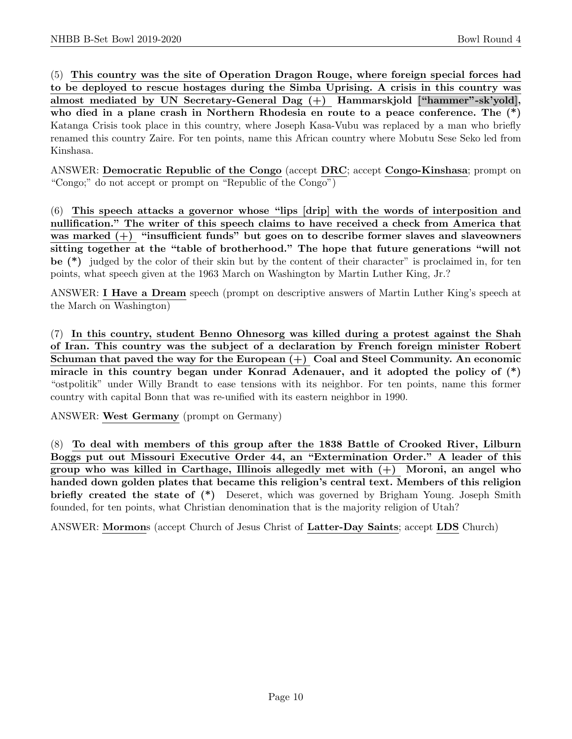(5) **This country was the site of Operation Dragon Rouge, where foreign special forces had to be deployed to rescue hostages during the Simba Uprising. A crisis in this country was almost mediated by UN Secretary-General Dag (+) Hammarskjold ["hammer"-sk'yold], who died in a plane crash in Northern Rhodesia en route to a peace conference. The (\*)** Katanga Crisis took place in this country, where Joseph Kasa-Vubu was replaced by a man who briefly renamed this country Zaire. For ten points, name this African country where Mobutu Sese Seko led from Kinshasa.

ANSWER: **Democratic Republic of the Congo** (accept **DRC**; accept **Congo-Kinshasa**; prompt on "Congo;" do not accept or prompt on "Republic of the Congo")

(6) **This speech attacks a governor whose "lips [drip] with the words of interposition and nullification." The writer of this speech claims to have received a check from America that was marked (+) "insufficient funds" but goes on to describe former slaves and slaveowners sitting together at the "table of brotherhood." The hope that future generations "will not be (\*)** judged by the color of their skin but by the content of their character" is proclaimed in, for ten points, what speech given at the 1963 March on Washington by Martin Luther King, Jr.?

ANSWER: **I Have a Dream** speech (prompt on descriptive answers of Martin Luther King's speech at the March on Washington)

(7) **In this country, student Benno Ohnesorg was killed during a protest against the Shah of Iran. This country was the subject of a declaration by French foreign minister Robert Schuman that paved the way for the European (+) Coal and Steel Community. An economic miracle in this country began under Konrad Adenauer, and it adopted the policy of (\*)** "ostpolitik" under Willy Brandt to ease tensions with its neighbor. For ten points, name this former country with capital Bonn that was re-unified with its eastern neighbor in 1990.

ANSWER: **West Germany** (prompt on Germany)

(8) **To deal with members of this group after the 1838 Battle of Crooked River, Lilburn Boggs put out Missouri Executive Order 44, an "Extermination Order." A leader of this group who was killed in Carthage, Illinois allegedly met with (+) Moroni, an angel who handed down golden plates that became this religion's central text. Members of this religion briefly created the state of (\*)** Deseret, which was governed by Brigham Young. Joseph Smith founded, for ten points, what Christian denomination that is the majority religion of Utah?

ANSWER: **Mormon**s (accept Church of Jesus Christ of **Latter-Day Saints**; accept **LDS** Church)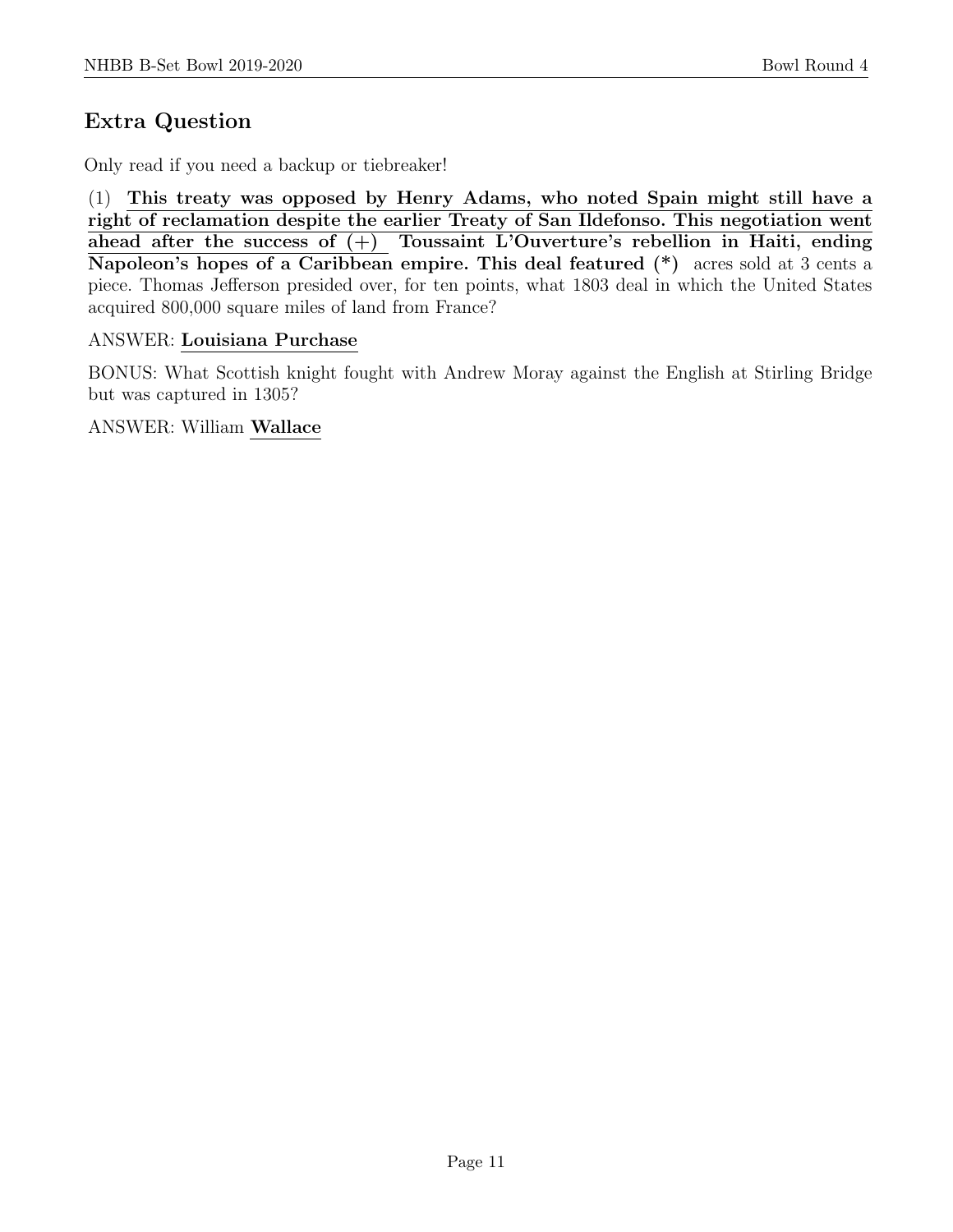## Extra Question

Only read if you need a backup or tiebreaker!

(1) **This treaty was opposed by Henry Adams, who noted Spain might still have a right of reclamation despite the earlier Treaty of San Ildefonso. This negotiation went ahead after the success of (+) Toussaint L'Ouverture's rebellion in Haiti, ending Napoleon's hopes of a Caribbean empire. This deal featured (*)** acres sold at 3 cents a piece. Thomas Jefferson presided over, for ten points, what 1803 deal in which the United States acquired 800,000 square miles of land from France?

ANSWER: **Louisiana Purchase**

BONUS: What Scottish knight fought with Andrew Moray against the English at Stirling Bridge but was captured in 1305?

ANSWER: William **Wallace**